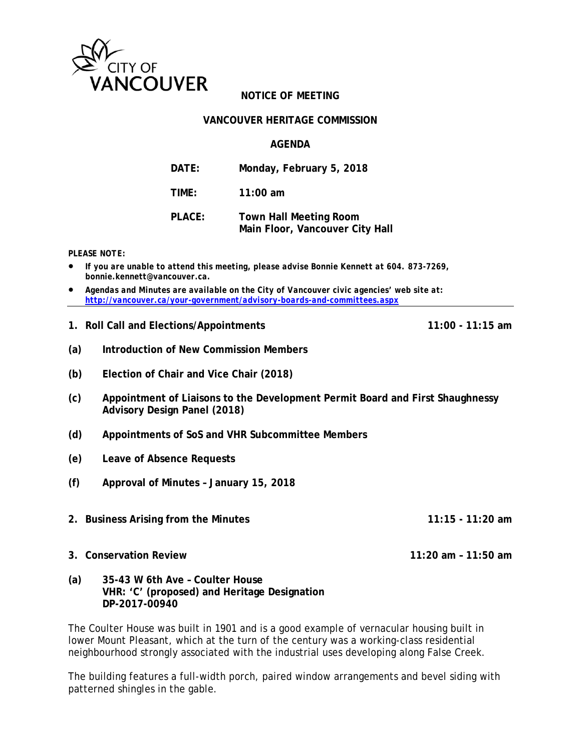CITY OF VANCOUVER

# NOTICE OF MEETING

## VANCOUVER HERITAGE COMMISSION

## AGENDA

**DATE:** Monday, February 5, 2018

**TIME:** 11:00 am

**PLACE:** Town Hall Meeting Room
Main Floor, Vancouver City Hall

***PLEASE NOTE:***

- ***If you are unable to attend this meeting, please advise Bonnie Kennett at 604. 873-7269, bonnie.kennett@vancouver.ca.***
- ***Agendas and Minutes are available on the City of Vancouver civic agencies' web site at: http://vancouver.ca/your-government/advisory-boards-and-committees.aspx***

---

**1. Roll Call and Elections/Appointments** **11:00 - 11:15 am**

**(a) Introduction of New Commission Members**

**(b) Election of Chair and Vice Chair (2018)**

**(c) Appointment of Liaisons to the Development Permit Board and First Shaughnessy Advisory Design Panel (2018)**

**(d) Appointments of SoS and VHR Subcommittee Members**

**(e) Leave of Absence Requests**

**(f) Approval of Minutes – January 15, 2018**

**2. Business Arising from the Minutes** **11:15 - 11:20 am**

**3. Conservation Review** **11:20 am – 11:50 am**

**(a) 35-43 W 6th Ave – Coulter House**
**VHR: 'C' (proposed) and Heritage Designation**
**DP-2017-00940**

The Coulter House was built in 1901 and is a good example of vernacular housing built in lower Mount Pleasant, which at the turn of the century was a working-class residential neighbourhood strongly associated with the industrial uses developing along False Creek.

The building features a full-width porch, paired window arrangements and bevel siding with patterned shingles in the gable.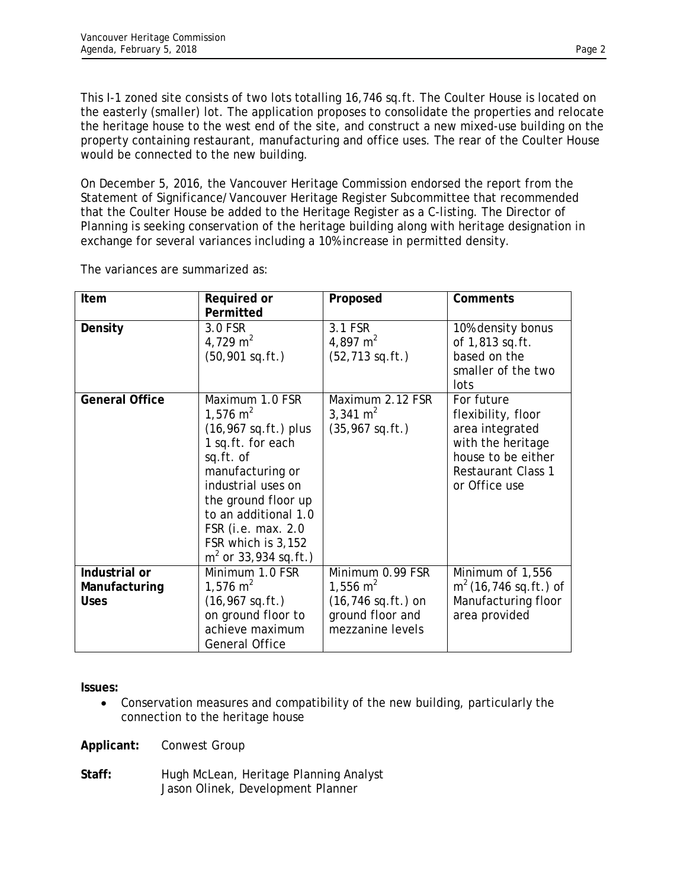This I-1 zoned site consists of two lots totalling 16,746 sq.ft. The Coulter House is located on the easterly (smaller) lot. The application proposes to consolidate the properties and relocate the heritage house to the west end of the site, and construct a new mixed-use building on the property containing restaurant, manufacturing and office uses. The rear of the Coulter House would be connected to the new building.

On December 5, 2016, the Vancouver Heritage Commission endorsed the report from the Statement of Significance/Vancouver Heritage Register Subcommittee that recommended that the Coulter House be added to the Heritage Register as a C-listing. The Director of Planning is seeking conservation of the heritage building along with heritage designation in exchange for several variances including a 10% increase in permitted density.

The variances are summarized as:

| Item | Required or Permitted | Proposed | Comments |
|---|---|---|---|
| **Density** | 3.0 FSR<br>4,729 $m^2$<br>(50,901 sq.ft.) | 3.1 FSR<br>4,897 $m^2$<br>(52,713 sq.ft.) | 10% density bonus of 1,813 sq.ft. based on the smaller of the two lots |
| **General Office** | Maximum 1.0 FSR<br>1,576 $m^2$<br>(16,967 sq.ft.) plus 1 sq.ft. for each sq.ft. of manufacturing or industrial uses on the ground floor up to an additional 1.0 FSR (i.e. max. 2.0 FSR which is 3,152 $m^2$ or 33,934 sq.ft.) | Maximum 2.12 FSR<br>3,341 $m^2$<br>(35,967 sq.ft.) | For future flexibility, floor area integrated with the heritage house to be either Restaurant Class 1 or Office use |
| **Industrial or Manufacturing Uses** | Minimum 1.0 FSR<br>1,576 $m^2$<br>(16,967 sq.ft.)<br>on ground floor to achieve maximum General Office | Minimum 0.99 FSR<br>1,556 $m^2$<br>(16,746 sq.ft.) on ground floor and mezzanine levels | Minimum of 1,556 $m^2$ (16,746 sq.ft.) of Manufacturing floor area provided |

**Issues:**

- Conservation measures and compatibility of the new building, particularly the connection to the heritage house

**Applicant:** Conwest Group

**Staff:** Hugh McLean, Heritage Planning Analyst
Jason Olinek, Development Planner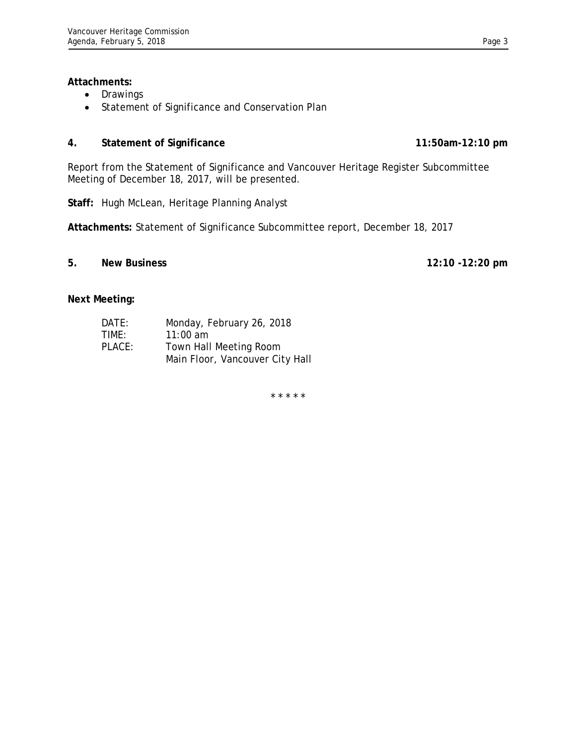**Attachments:**

- Drawings
- Statement of Significance and Conservation Plan

**4. Statement of Significance 11:50am-12:10 pm**

Report from the Statement of Significance and Vancouver Heritage Register Subcommittee Meeting of December 18, 2017, will be presented.

**Staff:** Hugh McLean, Heritage Planning Analyst

**Attachments:** Statement of Significance Subcommittee report, December 18, 2017

**5. New Business 12:10 -12:20 pm**

**Next Meeting:**

| | |
|---|---|
| DATE: | Monday, February 26, 2018 |
| TIME: | 11:00 am |
| PLACE: | Town Hall Meeting Room<br>Main Floor, Vancouver City Hall |

\* \* \* \* \*